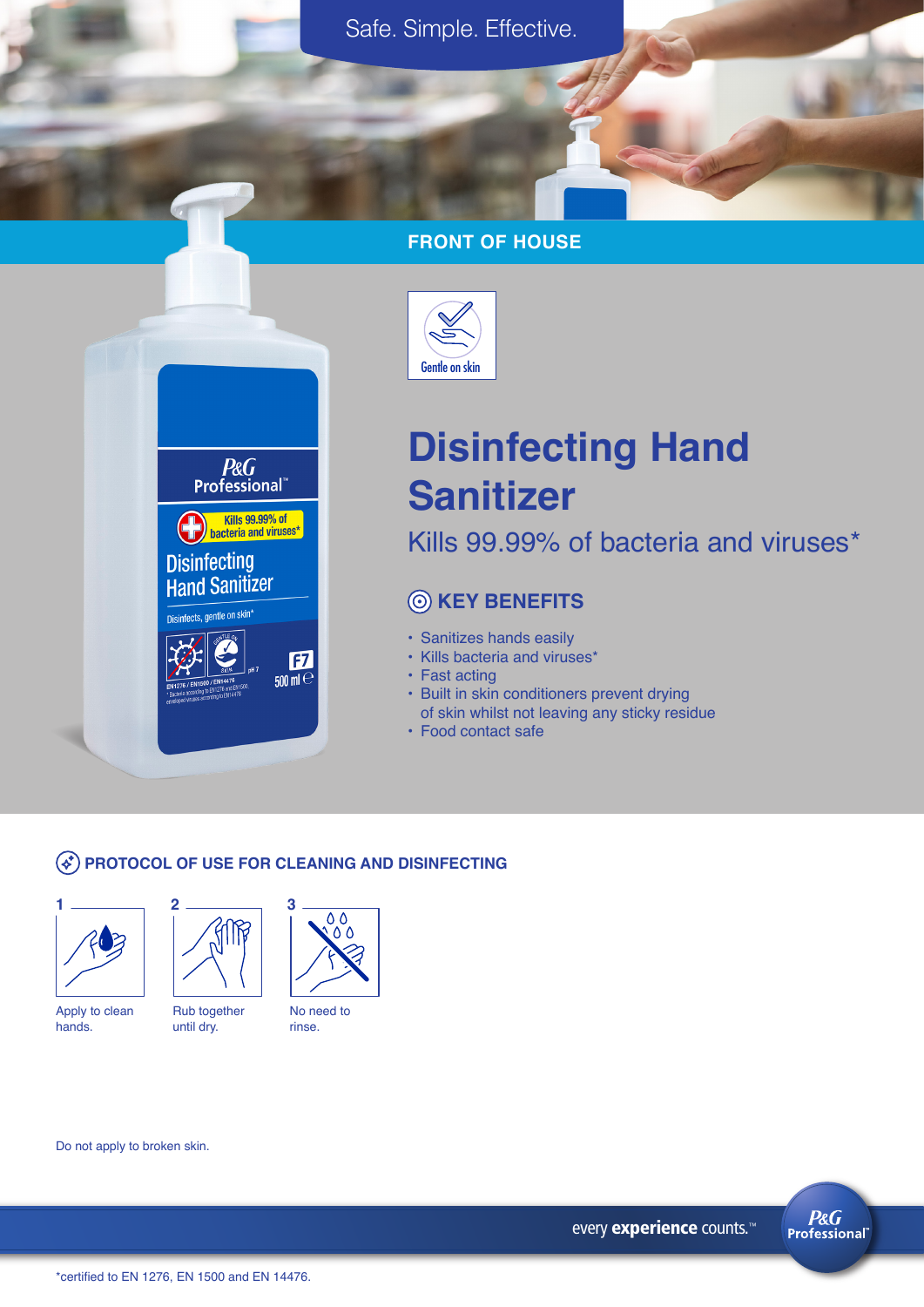Safe. Simple. Effective.

FRONT OF HOUSE

Gentle on skin

# Disinfecting Hand Sanitizer

Kills 99.99% of bacteria and viruses*

## KEY BENEFITS

- Sanitizes hands easily
- Kills bacteria and viruses*
- Fast acting
- Built in skin conditioners prevent drying of skin whilst not leaving any sticky residue
- Food contact safe

## PROTOCOL OF USE FOR CLEANING AND DISINFECTING

1. Apply to clean hands.
2. Rub together until dry.
3. No need to rinse.

Do not apply to broken skin.

every **experience** counts.™

P&G Professional™

*certified to EN 1276, EN 1500 and EN 14476.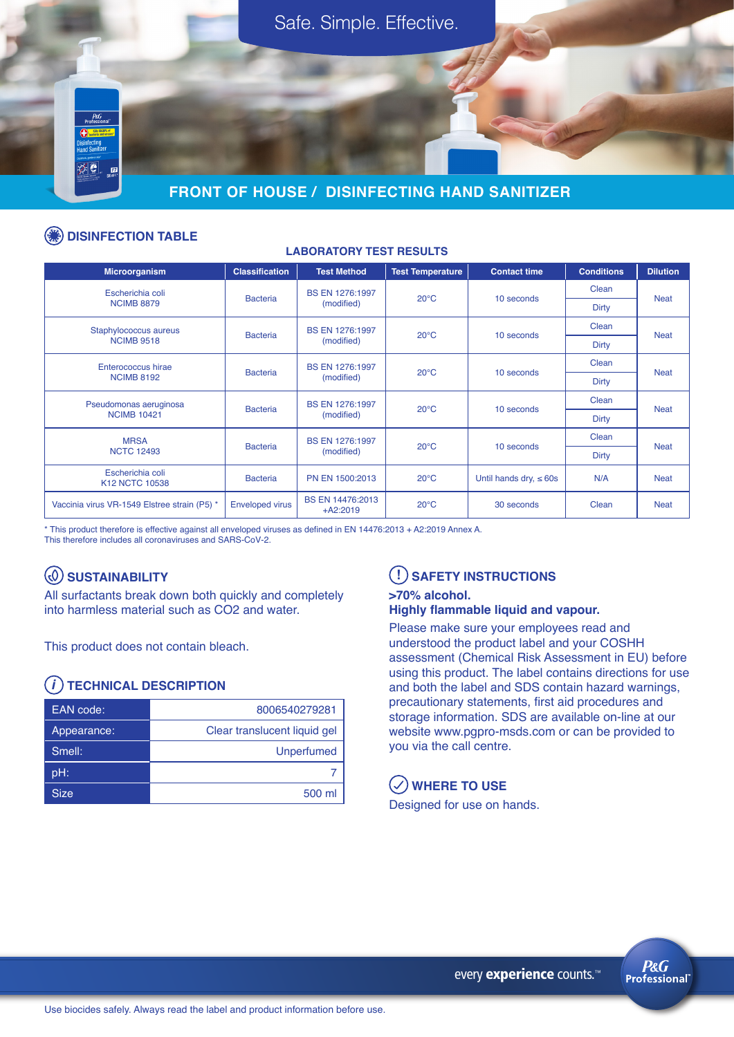Safe. Simple. Effective.

# FRONT OF HOUSE / DISINFECTING HAND SANITIZER

## DISINFECTION TABLE

### LABORATORY TEST RESULTS

| Microorganism | Classification | Test Method | Test Temperature | Contact time | Conditions | Dilution |
|---|---|---|---|---|---|---|
| Escherichia coli NCIMB 8879 | Bacteria | BS EN 1276:1997 (modified) | 20°C | 10 seconds | Clean | Neat |
| | | | | | Dirty | |
| Staphylococcus aureus NCIMB 9518 | Bacteria | BS EN 1276:1997 (modified) | 20°C | 10 seconds | Clean | Neat |
| | | | | | Dirty | |
| Enterococcus hirae NCIMB 8192 | Bacteria | BS EN 1276:1997 (modified) | 20°C | 10 seconds | Clean | Neat |
| | | | | | Dirty | |
| Pseudomonas aeruginosa NCIMB 10421 | Bacteria | BS EN 1276:1997 (modified) | 20°C | 10 seconds | Clean | Neat |
| | | | | | Dirty | |
| MRSA NCTC 12493 | Bacteria | BS EN 1276:1997 (modified) | 20°C | 10 seconds | Clean | Neat |
| | | | | | Dirty | |
| Escherichia coli K12 NCTC 10538 | Bacteria | PN EN 1500:2013 | 20°C | Until hands dry, ≤ 60s | N/A | Neat |
| Vaccinia virus VR-1549 Elstree strain (P5) * | Enveloped virus | BS EN 14476:2013 +A2:2019 | 20°C | 30 seconds | Clean | Neat |

* This product therefore is effective against all enveloped viruses as defined in EN 14476:2013 + A2:2019 Annex A. This therefore includes all coronaviruses and SARS-CoV-2.

## SUSTAINABILITY

All surfactants break down both quickly and completely into harmless material such as $CO_2$ and water.

This product does not contain bleach.

## TECHNICAL DESCRIPTION

| | |
|---|---|
| EAN code: | 8006540279281 |
| Appearance: | Clear translucent liquid gel |
| Smell: | Unperfumed |
| pH: | 7 |
| Size | 500 ml |

## SAFETY INSTRUCTIONS

**>70% alcohol.**
**Highly flammable liquid and vapour.**

Please make sure your employees read and understood the product label and your COSHH assessment (Chemical Risk Assessment in EU) before using this product. The label contains directions for use and both the label and SDS contain hazard warnings, precautionary statements, first aid procedures and storage information. SDS are available on-line at our website www.pgpro-msds.com or can be provided to you via the call centre.

## WHERE TO USE

Designed for use on hands.

every **experience** counts.™

P&G Professional™

Use biocides safely. Always read the label and product information before use.